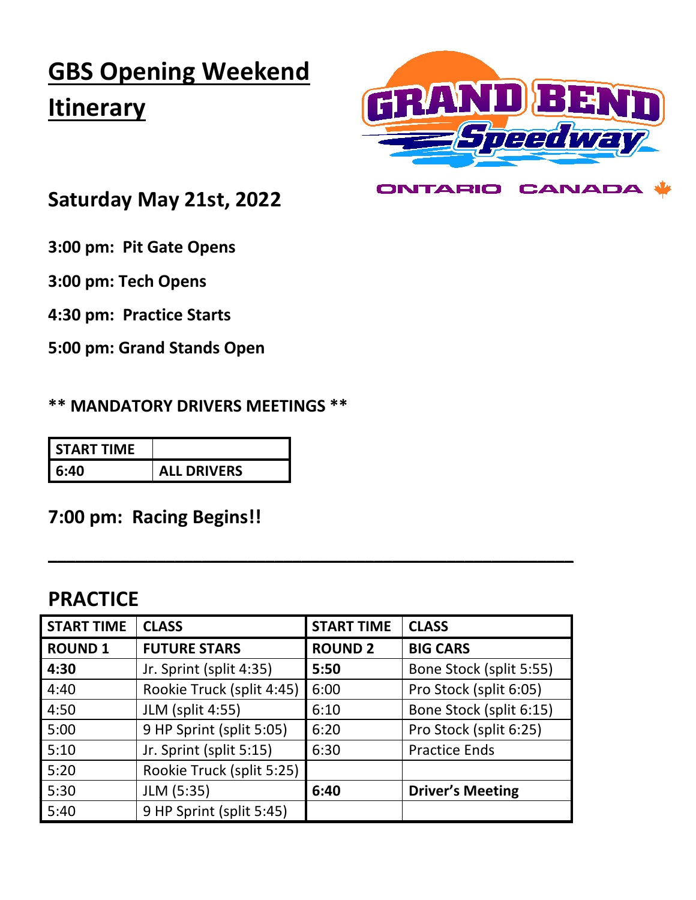# GBS Opening Weekend Itinerary

GRAND BEND Speedway

ONTARIO CANADA

## Saturday May 21st, 2022

**3:00 pm: Pit Gate Opens**

**3:00 pm: Tech Opens**

**4:30 pm: Practice Starts**

**5:00 pm: Grand Stands Open**

**\*\* MANDATORY DRIVERS MEETINGS \*\***

| START TIME | |
|---|---|
| 6:40 | ALL DRIVERS |

## 7:00 pm: Racing Begins!!

---

## PRACTICE

| START TIME | CLASS | START TIME | CLASS |
|---|---|---|---|
| **ROUND 1** | **FUTURE STARS** | **ROUND 2** | **BIG CARS** |
| **4:30** | Jr. Sprint (split 4:35) | **5:50** | Bone Stock (split 5:55) |
| 4:40 | Rookie Truck (split 4:45) | 6:00 | Pro Stock (split 6:05) |
| 4:50 | JLM (split 4:55) | 6:10 | Bone Stock (split 6:15) |
| 5:00 | 9 HP Sprint (split 5:05) | 6:20 | Pro Stock (split 6:25) |
| 5:10 | Jr. Sprint (split 5:15) | 6:30 | Practice Ends |
| 5:20 | Rookie Truck (split 5:25) | | |
| 5:30 | JLM (5:35) | **6:40** | **Driver's Meeting** |
| 5:40 | 9 HP Sprint (split 5:45) | | |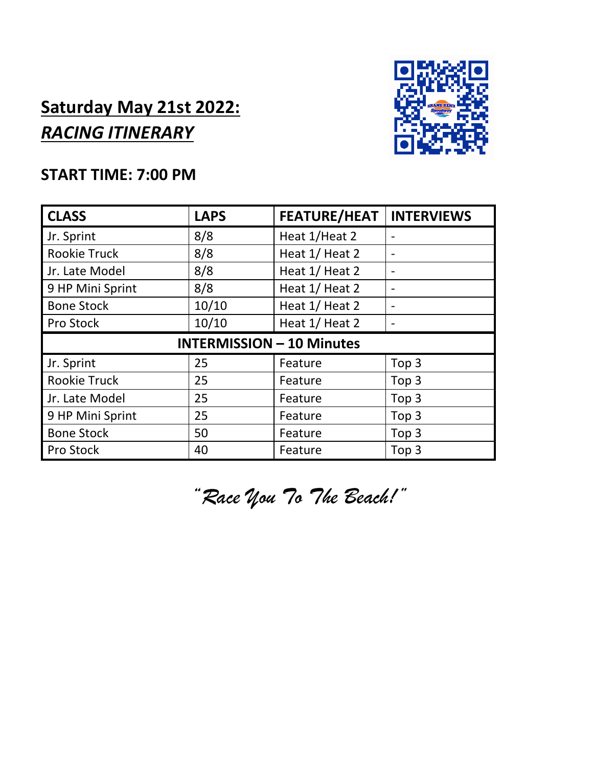## **Saturday May 21st 2022:**
## ***RACING ITINERARY***

**START TIME: 7:00 PM**

| CLASS | LAPS | FEATURE/HEAT | INTERVIEWS |
|---|---|---|---|
| Jr. Sprint | 8/8 | Heat 1/Heat 2 | - |
| Rookie Truck | 8/8 | Heat 1/ Heat 2 | - |
| Jr. Late Model | 8/8 | Heat 1/ Heat 2 | - |
| 9 HP Mini Sprint | 8/8 | Heat 1/ Heat 2 | - |
| Bone Stock | 10/10 | Heat 1/ Heat 2 | - |
| Pro Stock | 10/10 | Heat 1/ Heat 2 | - |
| **INTERMISSION – 10 Minutes** | | | |
| Jr. Sprint | 25 | Feature | Top 3 |
| Rookie Truck | 25 | Feature | Top 3 |
| Jr. Late Model | 25 | Feature | Top 3 |
| 9 HP Mini Sprint | 25 | Feature | Top 3 |
| Bone Stock | 50 | Feature | Top 3 |
| Pro Stock | 40 | Feature | Top 3 |

*"Race You To The Beach!"*